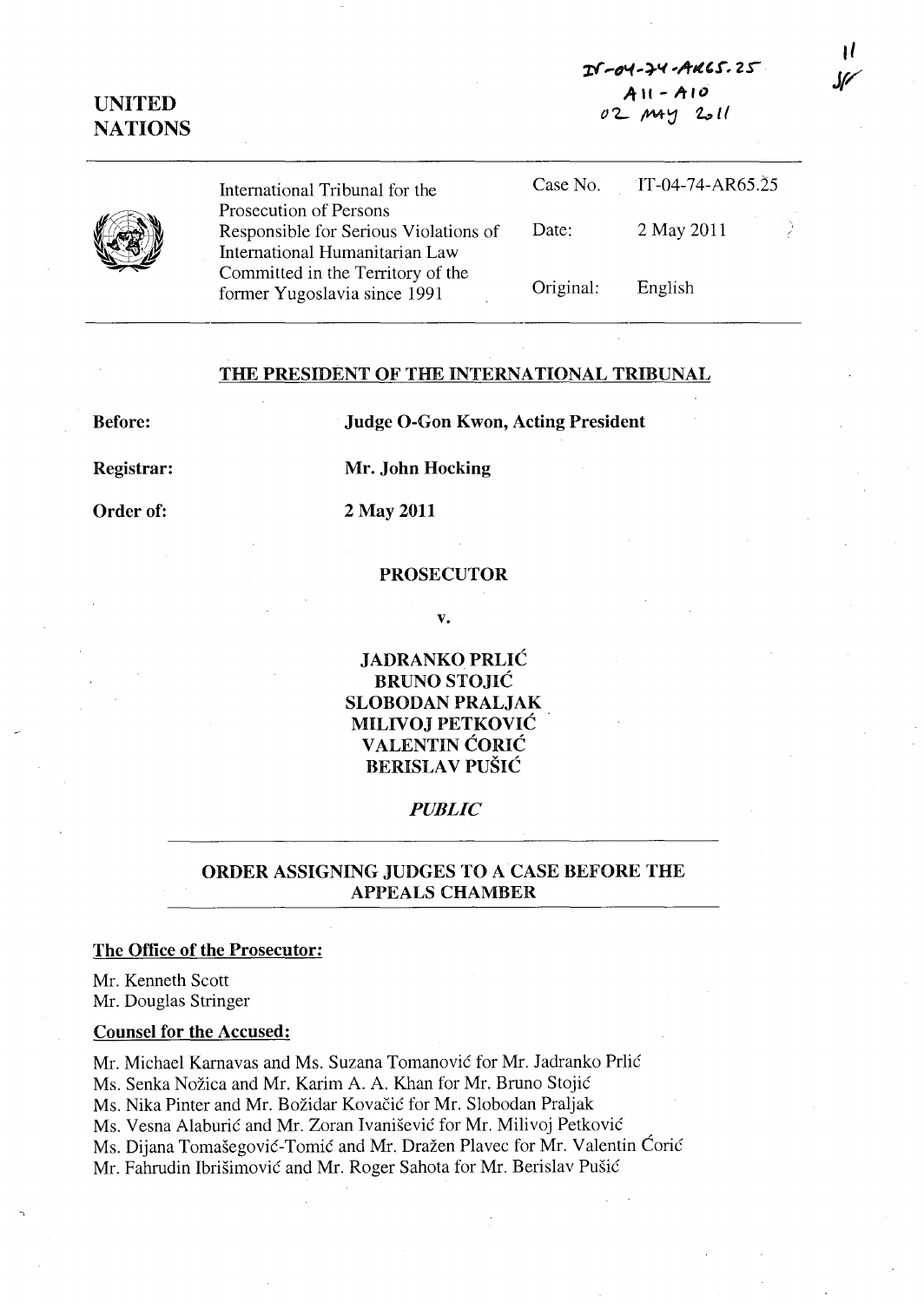IT-04-74-AR65.25
A11 - A10
02 May 2011

**UNITED NATIONS**

| | | |
|---|---|---|
| International Tribunal for the Prosecution of Persons Responsible for Serious Violations of International Humanitarian Law Committed in the Territory of the former Yugoslavia since 1991 | Case No. | IT-04-74-AR65.25 |
| | Date: | 2 May 2011 |
| | Original: | English |

## THE PRESIDENT OF THE INTERNATIONAL TRIBUNAL

**Before:** **Judge O-Gon Kwon, Acting President**

**Registrar:** **Mr. John Hocking**

**Order of:** **2 May 2011**

**PROSECUTOR**

**v.**

**JADRANKO PRLIĆ**
**BRUNO STOJIĆ**
**SLOBODAN PRALJAK**
**MILIVOJ PETKOVIĆ**
**VALENTIN ĆORIĆ**
**BERISLAV PUŠIĆ**

*PUBLIC*

## ORDER ASSIGNING JUDGES TO A CASE BEFORE THE APPEALS CHAMBER

**The Office of the Prosecutor:**

Mr. Kenneth Scott
Mr. Douglas Stringer

**Counsel for the Accused:**

Mr. Michael Karnavas and Ms. Suzana Tomanović for Mr. Jadranko Prlić
Ms. Senka Nožica and Mr. Karim A. A. Khan for Mr. Bruno Stojić
Ms. Nika Pinter and Mr. Božidar Kovačić for Mr. Slobodan Praljak
Ms. Vesna Alaburić and Mr. Zoran Ivanišević for Mr. Milivoj Petković
Ms. Dijana Tomašegović-Tomić and Mr. Dražen Plavec for Mr. Valentin Ćorić
Mr. Fahrudin Ibrišimović and Mr. Roger Sahota for Mr. Berislav Pušić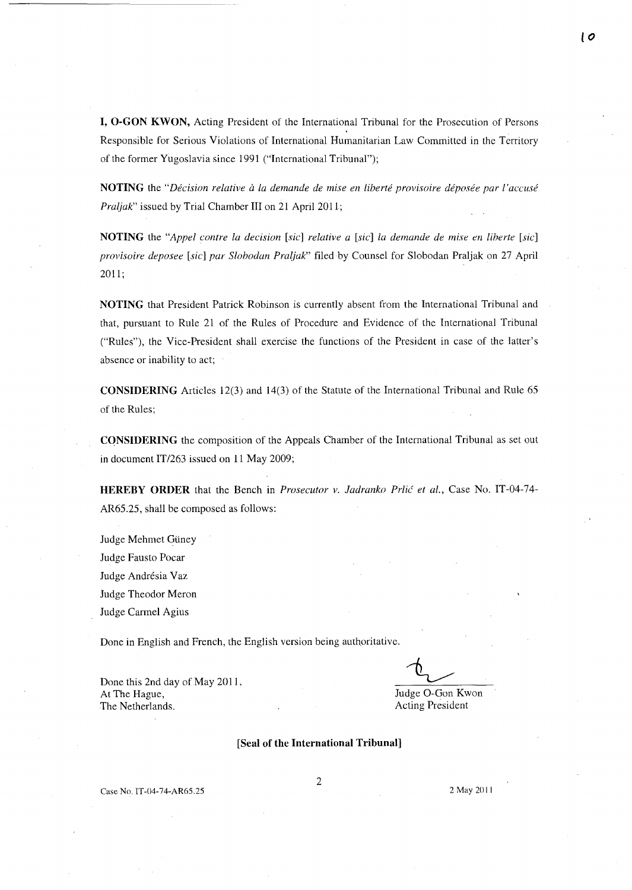**I, O-GON KWON,** Acting President of the International Tribunal for the Prosecution of Persons Responsible for Serious Violations of International Humanitarian Law Committed in the Territory of the former Yugoslavia since 1991 ("International Tribunal");

**NOTING** the "*Décision relative à la demande de mise en liberté provisoire déposée par l'accusé Praljak*" issued by Trial Chamber III on 21 April 2011;

**NOTING** the "*Appel contre la decision* [*sic*] *relative a* [*sic*] *la demande de mise en liberte* [*sic*] *provisoire deposee* [*sic*] *par Slobodan Praljak*" filed by Counsel for Slobodan Praljak on 27 April 2011;

**NOTING** that President Patrick Robinson is currently absent from the International Tribunal and that, pursuant to Rule 21 of the Rules of Procedure and Evidence of the International Tribunal ("Rules"), the Vice-President shall exercise the functions of the President in case of the latter's absence or inability to act;

**CONSIDERING** Articles 12(3) and 14(3) of the Statute of the International Tribunal and Rule 65 of the Rules;

**CONSIDERING** the composition of the Appeals Chamber of the International Tribunal as set out in document IT/263 issued on 11 May 2009;

**HEREBY ORDER** that the Bench in *Prosecutor v. Jadranko Prlić et al.*, Case No. IT-04-74-AR65.25, shall be composed as follows:

Judge Mehmet Güney
Judge Fausto Pocar
Judge Andrésia Vaz
Judge Theodor Meron
Judge Carmel Agius

Done in English and French, the English version being authoritative.

Done this 2nd day of May 2011,
At The Hague,
The Netherlands.

Judge O-Gon Kwon
Acting President

**[Seal of the International Tribunal]**